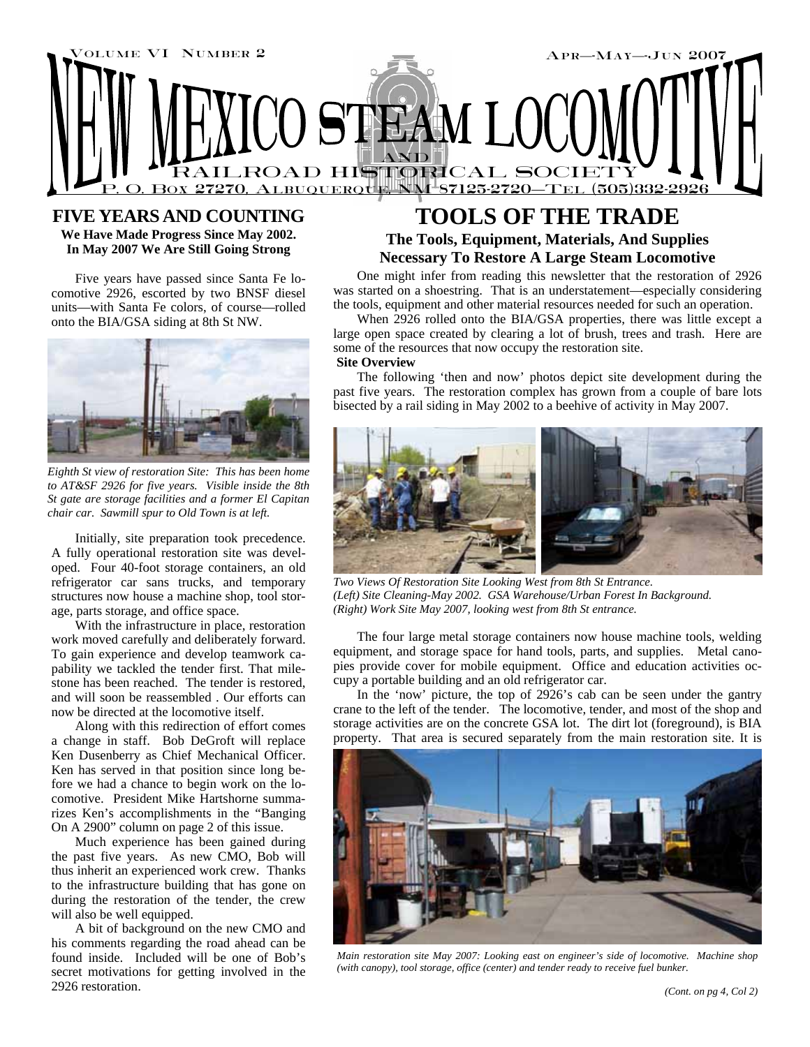# NEW MEXICO STEAM LOCOMOTIVE AND RAILROAD HISTORICAL SOCIETY

Volume VI Number 2 — Apr—May—Jun 2007

P. O. Box 27270, Albuquerque, NM 87125-2720—Tel (505)332-2926

## FIVE YEARS AND COUNTING

**We Have Made Progress Since May 2002. In May 2007 We Are Still Going Strong**

Five years have passed since Santa Fe locomotive 2926, escorted by two BNSF diesel units—with Santa Fe colors, of course—rolled onto the BIA/GSA siding at 8th St NW.

*Eighth St view of restoration Site: This has been home to AT&SF 2926 for five years. Visible inside the 8th St gate are storage facilities and a former El Capitan chair car. Sawmill spur to Old Town is at left.*

Initially, site preparation took precedence. A fully operational restoration site was developed. Four 40-foot storage containers, an old refrigerator car sans trucks, and temporary structures now house a machine shop, tool storage, parts storage, and office space.

With the infrastructure in place, restoration work moved carefully and deliberately forward. To gain experience and develop teamwork capability we tackled the tender first. That milestone has been reached. The tender is restored, and will soon be reassembled . Our efforts can now be directed at the locomotive itself.

Along with this redirection of effort comes a change in staff. Bob DeGroft will replace Ken Dusenberry as Chief Mechanical Officer. Ken has served in that position since long before we had a chance to begin work on the locomotive. President Mike Hartshorne summarizes Ken's accomplishments in the "Banging On A 2900" column on page 2 of this issue.

Much experience has been gained during the past five years. As new CMO, Bob will thus inherit an experienced work crew. Thanks to the infrastructure building that has gone on during the restoration of the tender, the crew will also be well equipped.

A bit of background on the new CMO and his comments regarding the road ahead can be found inside. Included will be one of Bob's secret motivations for getting involved in the 2926 restoration.

## TOOLS OF THE TRADE

**The Tools, Equipment, Materials, And Supplies Necessary To Restore A Large Steam Locomotive**

One might infer from reading this newsletter that the restoration of 2926 was started on a shoestring. That is an understatement—especially considering the tools, equipment and other material resources needed for such an operation.

When 2926 rolled onto the BIA/GSA properties, there was little except a large open space created by clearing a lot of brush, trees and trash. Here are some of the resources that now occupy the restoration site.

**Site Overview**

The following 'then and now' photos depict site development during the past five years. The restoration complex has grown from a couple of bare lots bisected by a rail siding in May 2002 to a beehive of activity in May 2007.

*Two Views Of Restoration Site Looking West from 8th St Entrance. (Left) Site Cleaning-May 2002. GSA Warehouse/Urban Forest In Background. (Right) Work Site May 2007, looking west from 8th St entrance.*

The four large metal storage containers now house machine tools, welding equipment, and storage space for hand tools, parts, and supplies. Metal canopies provide cover for mobile equipment. Office and education activities occupy a portable building and an old refrigerator car.

In the 'now' picture, the top of 2926's cab can be seen under the gantry crane to the left of the tender. The locomotive, tender, and most of the shop and storage activities are on the concrete GSA lot. The dirt lot (foreground), is BIA property. That area is secured separately from the main restoration site. It is

*Main restoration site May 2007: Looking east on engineer's side of locomotive. Machine shop (with canopy), tool storage, office (center) and tender ready to receive fuel bunker.*

*(Cont. on pg 4, Col 2)*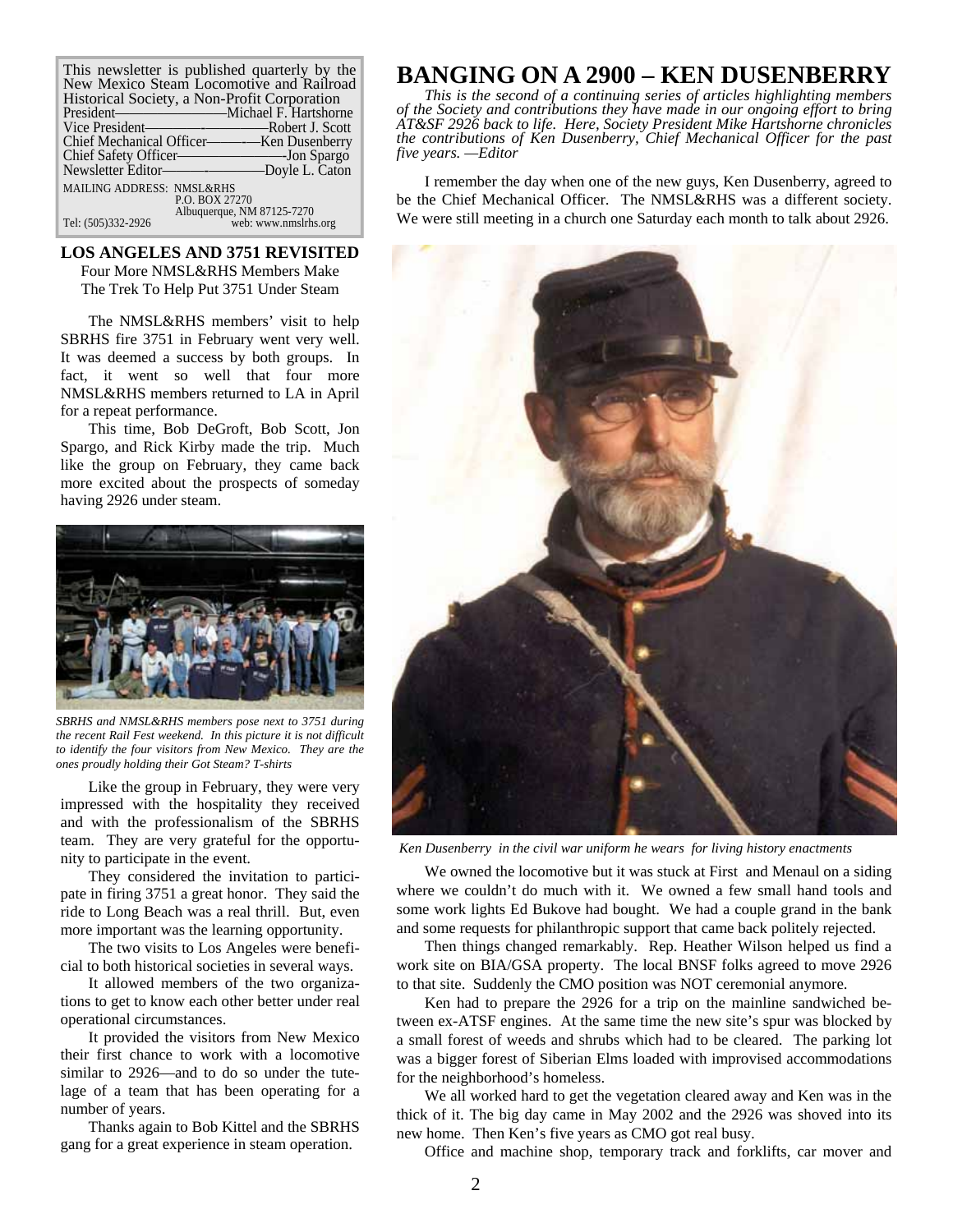This newsletter is published quarterly by the New Mexico Steam Locomotive and Railroad Historical Society, a Non-Profit Corporation

President—Michael F. Hartshorne
Vice President—Robert J. Scott
Chief Mechanical Officer—Ken Dusenberry
Chief Safety Officer—Jon Spargo
Newsletter Editor—Doyle L. Caton

MAILING ADDRESS: NMSL&RHS
P.O. BOX 27270
Albuquerque, NM 87125-7270
Tel: (505)332-2926 web: www.nmslrhs.org

## LOS ANGELES AND 3751 REVISITED

Four More NMSL&RHS Members Make The Trek To Help Put 3751 Under Steam

The NMSL&RHS members' visit to help SBRHS fire 3751 in February went very well. It was deemed a success by both groups. In fact, it went so well that four more NMSL&RHS members returned to LA in April for a repeat performance.

This time, Bob DeGroft, Bob Scott, Jon Spargo, and Rick Kirby made the trip. Much like the group on February, they came back more excited about the prospects of someday having 2926 under steam.

*SBRHS and NMSL&RHS members pose next to 3751 during the recent Rail Fest weekend. In this picture it is not difficult to identify the four visitors from New Mexico. They are the ones proudly holding their Got Steam? T-shirts*

Like the group in February, they were very impressed with the hospitality they received and with the professionalism of the SBRHS team. They are very grateful for the opportunity to participate in the event.

They considered the invitation to participate in firing 3751 a great honor. They said the ride to Long Beach was a real thrill. But, even more important was the learning opportunity.

The two visits to Los Angeles were beneficial to both historical societies in several ways.

It allowed members of the two organizations to get to know each other better under real operational circumstances.

It provided the visitors from New Mexico their first chance to work with a locomotive similar to 2926—and to do so under the tutelage of a team that has been operating for a number of years.

Thanks again to Bob Kittel and the SBRHS gang for a great experience in steam operation.

# BANGING ON A 2900 – KEN DUSENBERRY

*This is the second of a continuing series of articles highlighting members of the Society and contributions they have made in our ongoing effort to bring AT&SF 2926 back to life. Here, Society President Mike Hartshorne chronicles the contributions of Ken Dusenberry, Chief Mechanical Officer for the past five years. —Editor*

I remember the day when one of the new guys, Ken Dusenberry, agreed to be the Chief Mechanical Officer. The NMSL&RHS was a different society. We were still meeting in a church one Saturday each month to talk about 2926.

*Ken Dusenberry in the civil war uniform he wears for living history enactments*

We owned the locomotive but it was stuck at First and Menaul on a siding where we couldn't do much with it. We owned a few small hand tools and some work lights Ed Bukove had bought. We had a couple grand in the bank and some requests for philanthropic support that came back politely rejected.

Then things changed remarkably. Rep. Heather Wilson helped us find a work site on BIA/GSA property. The local BNSF folks agreed to move 2926 to that site. Suddenly the CMO position was NOT ceremonial anymore.

Ken had to prepare the 2926 for a trip on the mainline sandwiched between ex-ATSF engines. At the same time the new site's spur was blocked by a small forest of weeds and shrubs which had to be cleared. The parking lot was a bigger forest of Siberian Elms loaded with improvised accommodations for the neighborhood's homeless.

We all worked hard to get the vegetation cleared away and Ken was in the thick of it. The big day came in May 2002 and the 2926 was shoved into its new home. Then Ken's five years as CMO got real busy.

Office and machine shop, temporary track and forklifts, car mover and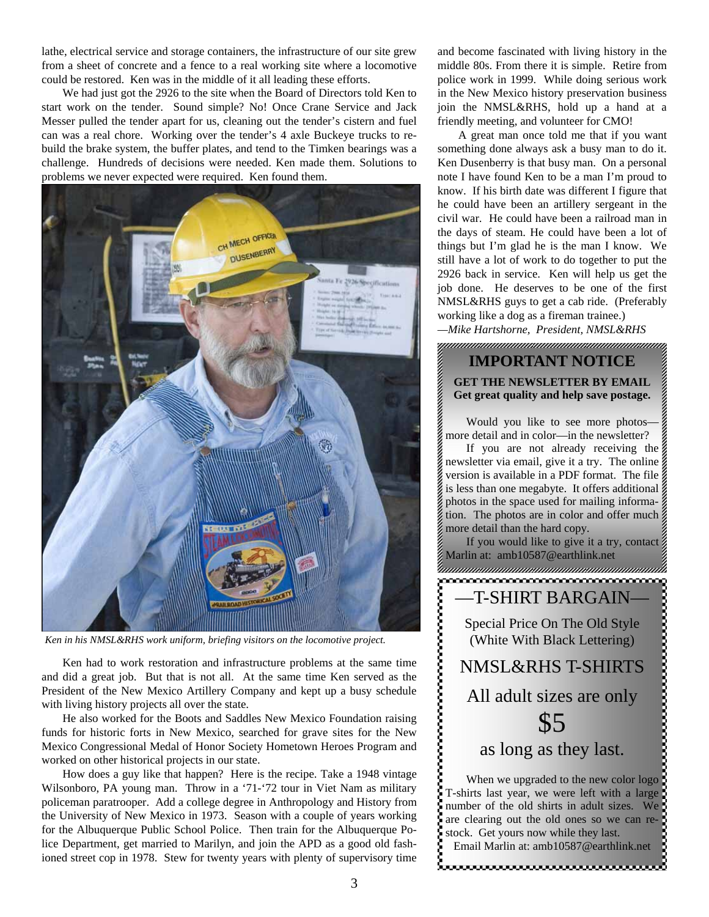lathe, electrical service and storage containers, the infrastructure of our site grew from a sheet of concrete and a fence to a real working site where a locomotive could be restored. Ken was in the middle of it all leading these efforts.

We had just got the 2926 to the site when the Board of Directors told Ken to start work on the tender. Sound simple? No! Once Crane Service and Jack Messer pulled the tender apart for us, cleaning out the tender's cistern and fuel can was a real chore. Working over the tender's 4 axle Buckeye trucks to rebuild the brake system, the buffer plates, and tend to the Timken bearings was a challenge. Hundreds of decisions were needed. Ken made them. Solutions to problems we never expected were required. Ken found them.

*Ken in his NMSL&RHS work uniform, briefing visitors on the locomotive project.*

Ken had to work restoration and infrastructure problems at the same time and did a great job. But that is not all. At the same time Ken served as the President of the New Mexico Artillery Company and kept up a busy schedule with living history projects all over the state.

He also worked for the Boots and Saddles New Mexico Foundation raising funds for historic forts in New Mexico, searched for grave sites for the New Mexico Congressional Medal of Honor Society Hometown Heroes Program and worked on other historical projects in our state.

How does a guy like that happen? Here is the recipe. Take a 1948 vintage Wilsonboro, PA young man. Throw in a '71-'72 tour in Viet Nam as military policeman paratrooper. Add a college degree in Anthropology and History from the University of New Mexico in 1973. Season with a couple of years working for the Albuquerque Public School Police. Then train for the Albuquerque Police Department, get married to Marilyn, and join the APD as a good old fashioned street cop in 1978. Stew for twenty years with plenty of supervisory time and become fascinated with living history in the middle 80s. From there it is simple. Retire from police work in 1999. While doing serious work in the New Mexico history preservation business join the NMSL&RHS, hold up a hand at a friendly meeting, and volunteer for CMO!

A great man once told me that if you want something done always ask a busy man to do it. Ken Dusenberry is that busy man. On a personal note I have found Ken to be a man I'm proud to know. If his birth date was different I figure that he could have been an artillery sergeant in the civil war. He could have been a railroad man in the days of steam. He could have been a lot of things but I'm glad he is the man I know. We still have a lot of work to do together to put the 2926 back in service. Ken will help us get the job done. He deserves to be one of the first NMSL&RHS guys to get a cab ride. (Preferably working like a dog as a fireman trainee.)

*—Mike Hartshorne, President, NMSL&RHS*

## IMPORTANT NOTICE

**GET THE NEWSLETTER BY EMAIL**
**Get great quality and help save postage.**

Would you like to see more photos—more detail and in color—in the newsletter?

If you are not already receiving the newsletter via email, give it a try. The online version is available in a PDF format. The file is less than one megabyte. It offers additional photos in the space used for mailing information. The photos are in color and offer much more detail than the hard copy.

If you would like to give it a try, contact Marlin at: amb10587@earthlink.net

## —T-SHIRT BARGAIN—

Special Price On The Old Style (White With Black Lettering)

NMSL&RHS T-SHIRTS

All adult sizes are only

$5

as long as they last.

When we upgraded to the new color logo T-shirts last year, we were left with a large number of the old shirts in adult sizes. We are clearing out the old ones so we can restock. Get yours now while they last.

Email Marlin at: amb10587@earthlink.net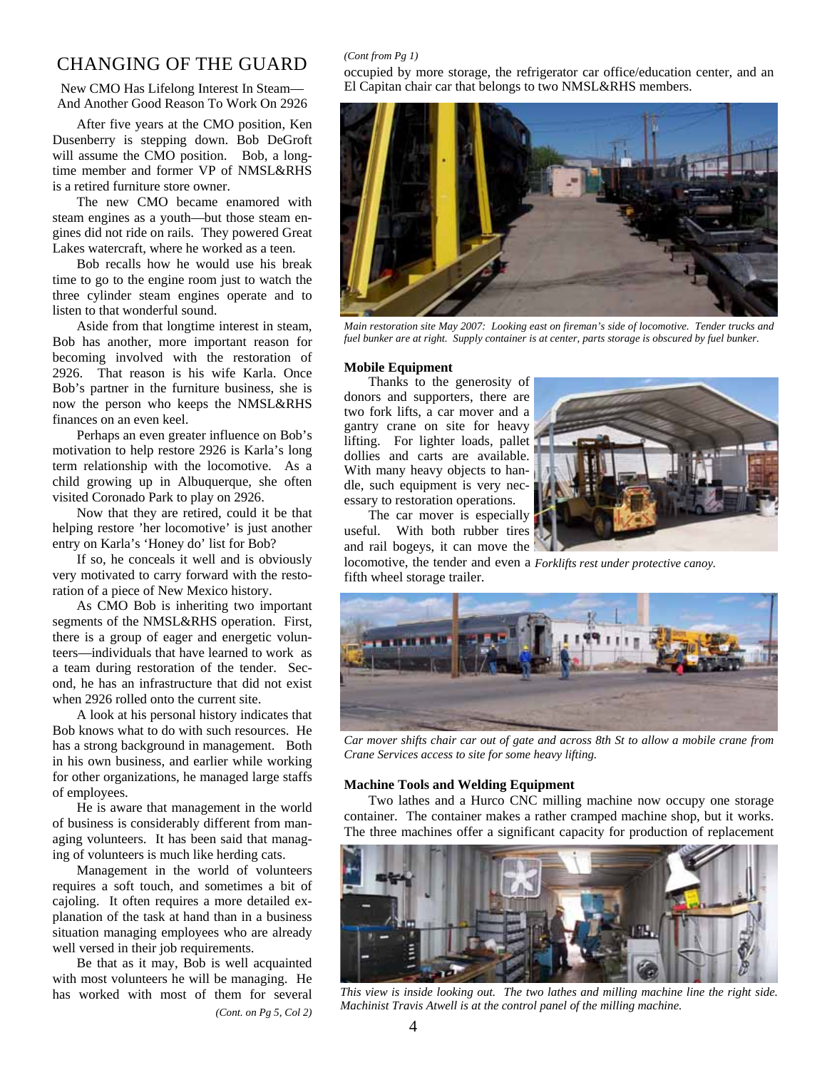## CHANGING OF THE GUARD

New CMO Has Lifelong Interest In Steam—And Another Good Reason To Work On 2926

After five years at the CMO position, Ken Dusenberry is stepping down. Bob DeGroft will assume the CMO position. Bob, a long-time member and former VP of NMSL&RHS is a retired furniture store owner.

The new CMO became enamored with steam engines as a youth—but those steam engines did not ride on rails. They powered Great Lakes watercraft, where he worked as a teen.

Bob recalls how he would use his break time to go to the engine room just to watch the three cylinder steam engines operate and to listen to that wonderful sound.

Aside from that longtime interest in steam, Bob has another, more important reason for becoming involved with the restoration of 2926. That reason is his wife Karla. Once Bob's partner in the furniture business, she is now the person who keeps the NMSL&RHS finances on an even keel.

Perhaps an even greater influence on Bob's motivation to help restore 2926 is Karla's long term relationship with the locomotive. As a child growing up in Albuquerque, she often visited Coronado Park to play on 2926.

Now that they are retired, could it be that helping restore 'her locomotive' is just another entry on Karla's 'Honey do' list for Bob?

If so, he conceals it well and is obviously very motivated to carry forward with the restoration of a piece of New Mexico history.

As CMO Bob is inheriting two important segments of the NMSL&RHS operation. First, there is a group of eager and energetic volunteers—individuals that have learned to work as a team during restoration of the tender. Second, he has an infrastructure that did not exist when 2926 rolled onto the current site.

A look at his personal history indicates that Bob knows what to do with such resources. He has a strong background in management. Both in his own business, and earlier while working for other organizations, he managed large staffs of employees.

He is aware that management in the world of business is considerably different from managing volunteers. It has been said that managing of volunteers is much like herding cats.

Management in the world of volunteers requires a soft touch, and sometimes a bit of cajoling. It often requires a more detailed explanation of the task at hand than in a business situation managing employees who are already well versed in their job requirements.

Be that as it may, Bob is well acquainted with most volunteers he will be managing. He has worked with most of them for several

*(Cont. on Pg 5, Col 2)*

*(Cont from Pg 1)*

occupied by more storage, the refrigerator car office/education center, and an El Capitan chair car that belongs to two NMSL&RHS members.

*Main restoration site May 2007: Looking east on fireman's side of locomotive. Tender trucks and fuel bunker are at right. Supply container is at center, parts storage is obscured by fuel bunker.*

**Mobile Equipment**

Thanks to the generosity of donors and supporters, there are two fork lifts, a car mover and a gantry crane on site for heavy lifting. For lighter loads, pallet dollies and carts are available. With many heavy objects to handle, such equipment is very necessary to restoration operations.

The car mover is especially useful. With both rubber tires and rail bogeys, it can move the locomotive, the tender and even a fifth wheel storage trailer.

*Forklifts rest under protective canoy.*

*Car mover shifts chair car out of gate and across 8th St to allow a mobile crane from Crane Services access to site for some heavy lifting.*

**Machine Tools and Welding Equipment**

Two lathes and a Hurco CNC milling machine now occupy one storage container. The container makes a rather cramped machine shop, but it works. The three machines offer a significant capacity for production of replacement

*This view is inside looking out. The two lathes and milling machine line the right side. Machinist Travis Atwell is at the control panel of the milling machine.*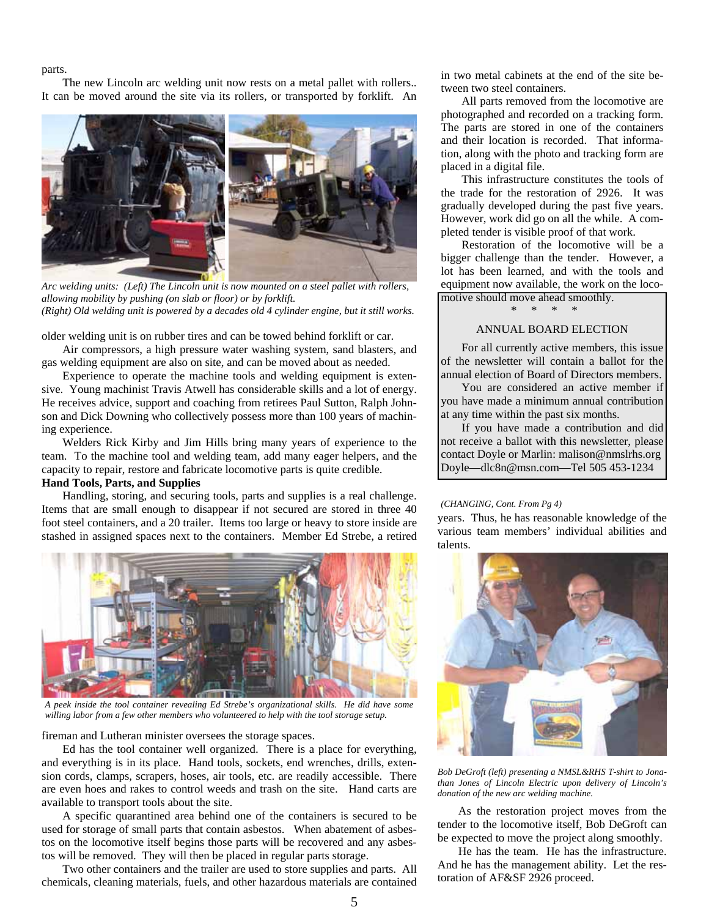parts.

The new Lincoln arc welding unit now rests on a metal pallet with rollers.. It can be moved around the site via its rollers, or transported by forklift. An older welding unit is on rubber tires and can be towed behind forklift or car.

*Arc welding units: (Left) The Lincoln unit is now mounted on a steel pallet with rollers, allowing mobility by pushing (on slab or floor) or by forklift.*
*(Right) Old welding unit is powered by a decades old 4 cylinder engine, but it still works.*

Air compressors, a high pressure water washing system, sand blasters, and gas welding equipment are also on site, and can be moved about as needed.

Experience to operate the machine tools and welding equipment is extensive. Young machinist Travis Atwell has considerable skills and a lot of energy. He receives advice, support and coaching from retirees Paul Sutton, Ralph Johnson and Dick Downing who collectively possess more than 100 years of machining experience.

Welders Rick Kirby and Jim Hills bring many years of experience to the team. To the machine tool and welding team, add many eager helpers, and the capacity to repair, restore and fabricate locomotive parts is quite credible.

**Hand Tools, Parts, and Supplies**

Handling, storing, and securing tools, parts and supplies is a real challenge. Items that are small enough to disappear if not secured are stored in three 40 foot steel containers, and a 20 trailer. Items too large or heavy to store inside are stashed in assigned spaces next to the containers. Member Ed Strebe, a retired fireman and Lutheran minister oversees the storage spaces.

*A peek inside the tool container revealing Ed Strebe's organizational skills. He did have some willing labor from a few other members who volunteered to help with the tool storage setup.*

Ed has the tool container well organized. There is a place for everything, and everything is in its place. Hand tools, sockets, end wrenches, drills, extension cords, clamps, scrapers, hoses, air tools, etc. are readily accessible. There are even hoes and rakes to control weeds and trash on the site. Hand carts are available to transport tools about the site.

A specific quarantined area behind one of the containers is secured to be used for storage of small parts that contain asbestos. When abatement of asbestos on the locomotive itself begins those parts will be recovered and any asbestos will be removed. They will then be placed in regular parts storage.

Two other containers and the trailer are used to store supplies and parts. All chemicals, cleaning materials, fuels, and other hazardous materials are contained in two metal cabinets at the end of the site between two steel containers.

All parts removed from the locomotive are photographed and recorded on a tracking form. The parts are stored in one of the containers and their location is recorded. That information, along with the photo and tracking form are placed in a digital file.

This infrastructure constitutes the tools of the trade for the restoration of 2926. It was gradually developed during the past five years. However, work did go on all the while. A completed tender is visible proof of that work.

Restoration of the locomotive will be a bigger challenge than the tender. However, a lot has been learned, and with the tools and equipment now available, the work on the locomotive should move ahead smoothly.

\* \* \* \*

ANNUAL BOARD ELECTION

For all currently active members, this issue of the newsletter will contain a ballot for the annual election of Board of Directors members.

You are considered an active member if you have made a minimum annual contribution at any time within the past six months.

If you have made a contribution and did not receive a ballot with this newsletter, please contact Doyle or Marlin: malison@nmslrhs.org Doyle—dlc8n@msn.com—Tel 505 453-1234

*(CHANGING, Cont. From Pg 4)*

years. Thus, he has reasonable knowledge of the various team members' individual abilities and talents.

*Bob DeGroft (left) presenting a NMSL&RHS T-shirt to Jonathan Jones of Lincoln Electric upon delivery of Lincoln's donation of the new arc welding machine.*

As the restoration project moves from the tender to the locomotive itself, Bob DeGroft can be expected to move the project along smoothly.

He has the team. He has the infrastructure. And he has the management ability. Let the restoration of AF&SF 2926 proceed.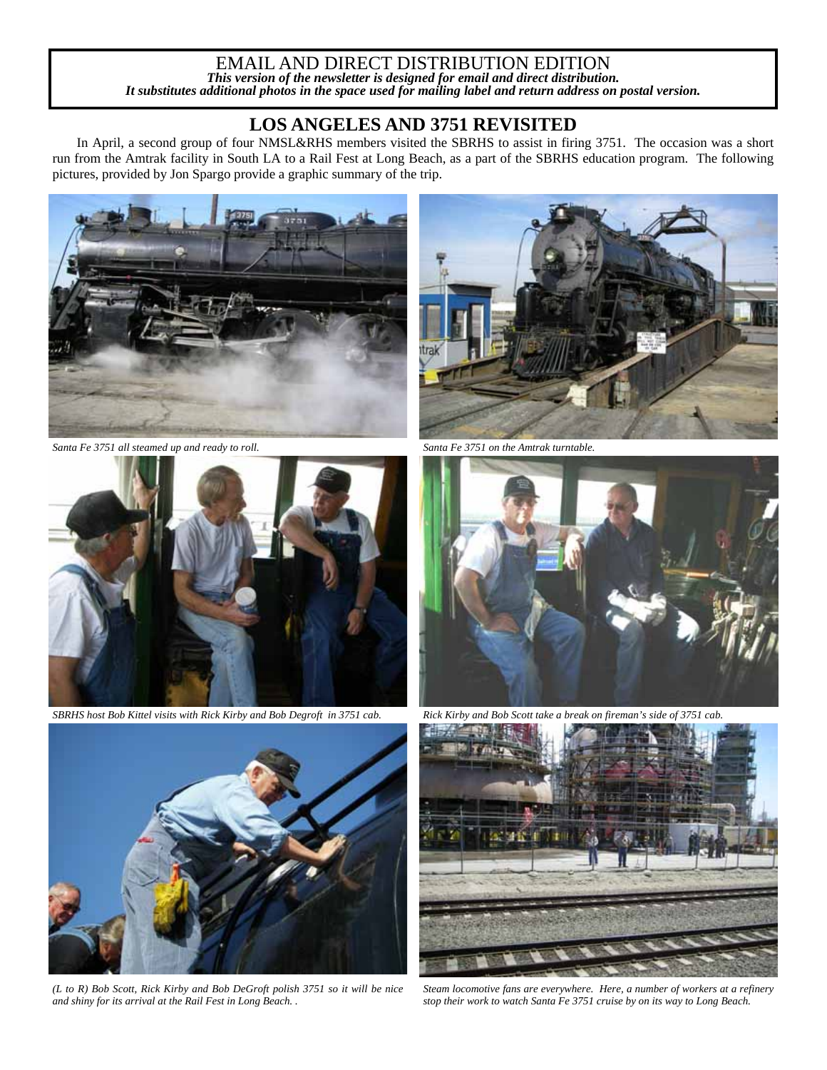EMAIL AND DIRECT DISTRIBUTION EDITION

***This version of the newsletter is designed for email and direct distribution.***
***It substitutes additional photos in the space used for mailing label and return address on postal version.***

## LOS ANGELES AND 3751 REVISITED

In April, a second group of four NMSL&RHS members visited the SBRHS to assist in firing 3751. The occasion was a short run from the Amtrak facility in South LA to a Rail Fest at Long Beach, as a part of the SBRHS education program. The following pictures, provided by Jon Spargo provide a graphic summary of the trip.

*Santa Fe 3751 all steamed up and ready to roll.*

*Santa Fe 3751 on the Amtrak turntable.*

*SBRHS host Bob Kittel visits with Rick Kirby and Bob Degroft in 3751 cab.*

*Rick Kirby and Bob Scott take a break on fireman's side of 3751 cab.*

*(L to R) Bob Scott, Rick Kirby and Bob DeGroft polish 3751 so it will be nice and shiny for its arrival at the Rail Fest in Long Beach. .*

*Steam locomotive fans are everywhere. Here, a number of workers at a refinery stop their work to watch Santa Fe 3751 cruise by on its way to Long Beach.*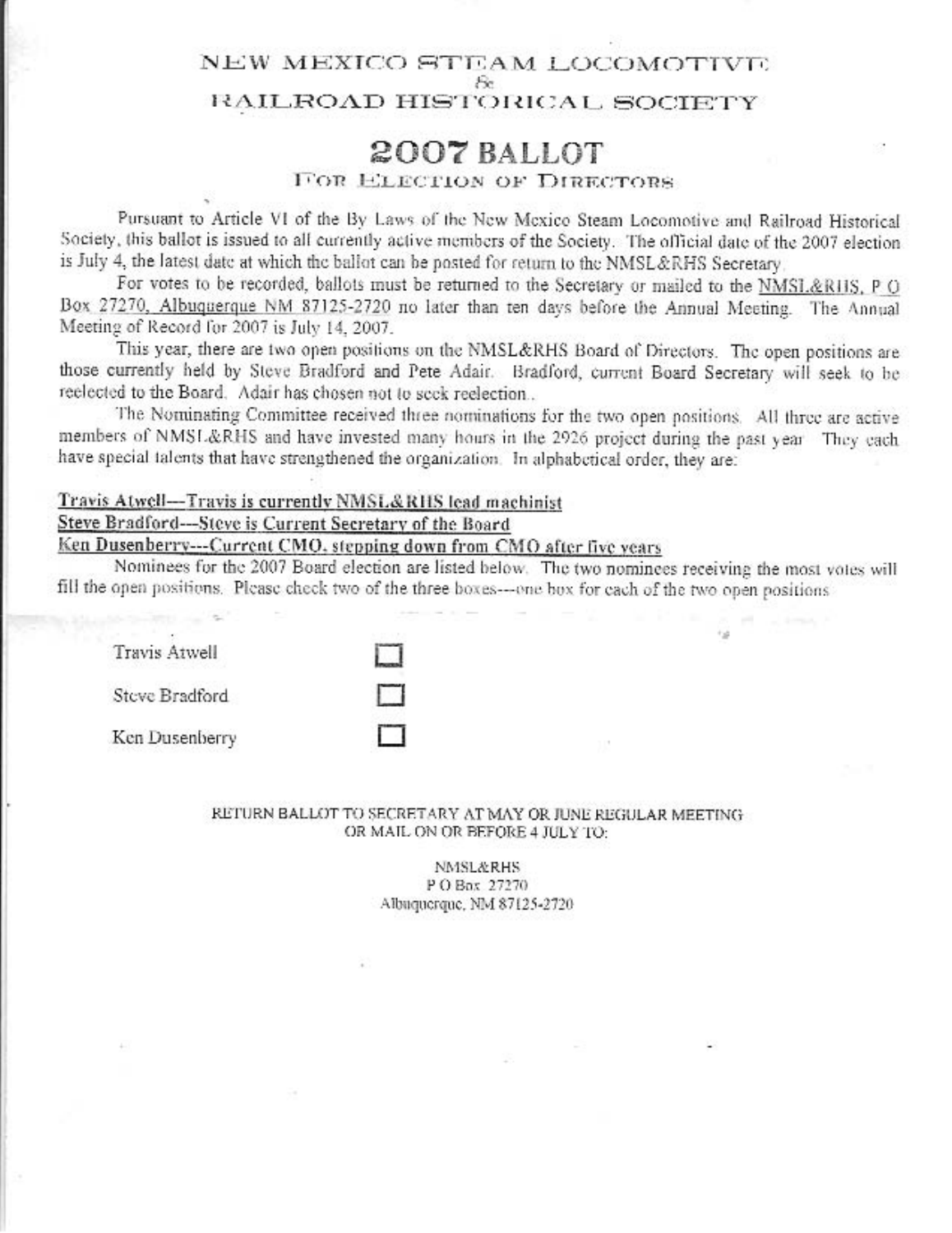# NEW MEXICO STEAM LOCOMOTIVE & RAILROAD HISTORICAL SOCIETY

## 2007 BALLOT

### FOR ELECTION OF DIRECTORS

Pursuant to Article VI of the By Laws of the New Mexico Steam Locomotive and Railroad Historical Society, this ballot is issued to all currently active members of the Society. The official date of the 2007 election is July 4, the latest date at which the ballot can be posted for return to the NMSL&RHS Secretary.

For votes to be recorded, ballots must be returned to the Secretary or mailed to the NMSL&RHS, P O Box 27270, Albuquerque NM 87125-2720 no later than ten days before the Annual Meeting. The Annual Meeting of Record for 2007 is July 14, 2007.

This year, there are two open positions on the NMSL&RHS Board of Directors. The open positions are those currently held by Steve Bradford and Pete Adair. Bradford, current Board Secretary will seek to be reelected to the Board. Adair has chosen not to seek reelection..

The Nominating Committee received three nominations for the two open positions. All three are active members of NMSL&RHS and have invested many hours in the 2926 project during the past year. They each have special talents that have strengthened the organization. In alphabetical order, they are:

**Travis Atwell---Travis is currently NMSL&RHS lead machinist**
**Steve Bradford---Steve is Current Secretary of the Board**
**Ken Dusenberry---Current CMO, stepping down from CMO after five years**

Nominees for the 2007 Board election are listed below. The two nominees receiving the most votes will fill the open positions. Please check two of the three boxes---one box for each of the two open positions.

Travis Atwell ☐

Steve Bradford ☐

Ken Dusenberry ☐

RETURN BALLOT TO SECRETARY AT MAY OR JUNE REGULAR MEETING
OR MAIL ON OR BEFORE 4 JULY TO:

NMSL&RHS
P O Box 27270
Albuquerque, NM 87125-2720